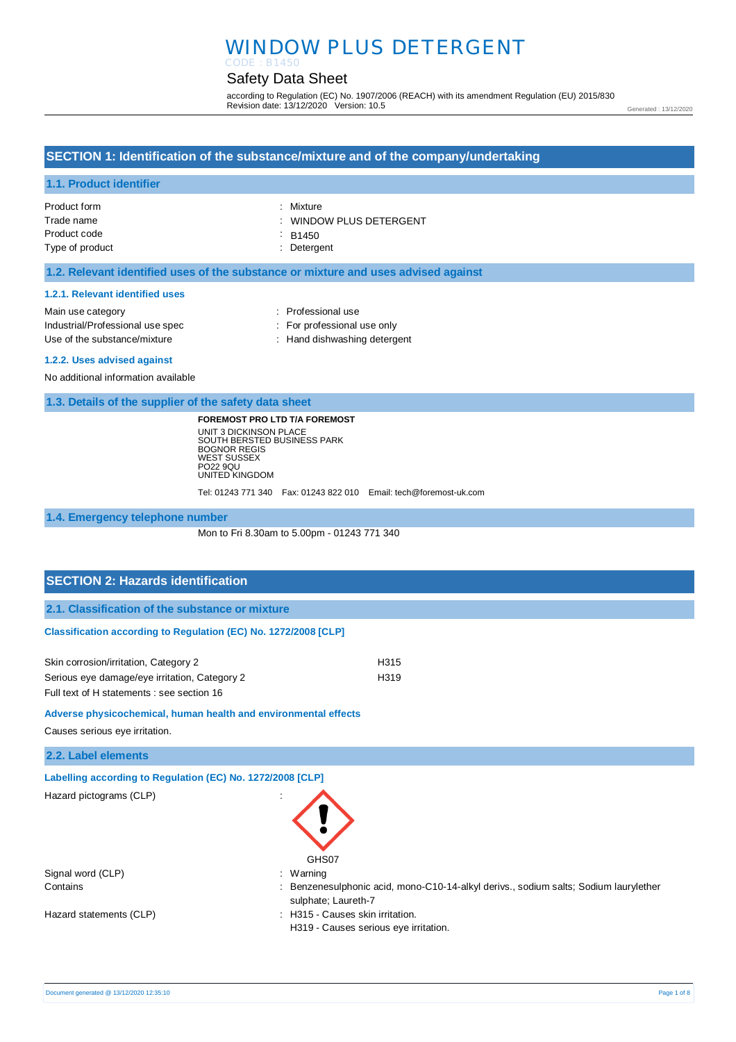# WINDOW PLUS DETERGENT

CODE : B1450

## Safety Data Sheet

according to Regulation (EC) No. 1907/2006 (REACH) with its amendment Regulation (EU) 2015/830
Revision date: 13/12/2020 Version: 10.5

Generated : 13/12/2020

## SECTION 1: Identification of the substance/mixture and of the company/undertaking

### 1.1. Product identifier

| | |
|---|---|
| Product form | : Mixture |
| Trade name | : WINDOW PLUS DETERGENT |
| Product code | : B1450 |
| Type of product | : Detergent |

### 1.2. Relevant identified uses of the substance or mixture and uses advised against

#### 1.2.1. Relevant identified uses

| | |
|---|---|
| Main use category | : Professional use |
| Industrial/Professional use spec | : For professional use only |
| Use of the substance/mixture | : Hand dishwashing detergent |

#### 1.2.2. Uses advised against

No additional information available

### 1.3. Details of the supplier of the safety data sheet

**FOREMOST PRO LTD T/A FOREMOST**
UNIT 3 DICKINSON PLACE
SOUTH BERSTED BUSINESS PARK
BOGNOR REGIS
WEST SUSSEX
PO22 9QU
UNITED KINGDOM

Tel: 01243 771 340 Fax: 01243 822 010 Email: tech@foremost-uk.com

### 1.4. Emergency telephone number

Mon to Fri 8.30am to 5.00pm - 01243 771 340

## SECTION 2: Hazards identification

### 2.1. Classification of the substance or mixture

**Classification according to Regulation (EC) No. 1272/2008 [CLP]**

| | |
|---|---|
| Skin corrosion/irritation, Category 2 | H315 |
| Serious eye damage/eye irritation, Category 2 | H319 |

Full text of H statements : see section 16

**Adverse physicochemical, human health and environmental effects**

Causes serious eye irritation.

### 2.2. Label elements

**Labelling according to Regulation (EC) No. 1272/2008 [CLP]**

Hazard pictograms (CLP) :

GHS07

| | |
|---|---|
| Signal word (CLP) | : Warning |
| Contains | : Benzenesulphonic acid, mono-C10-14-alkyl derivs., sodium salts; Sodium laurylether sulphate; Laureth-7 |
| Hazard statements (CLP) | : H315 - Causes skin irritation.<br>H319 - Causes serious eye irritation. |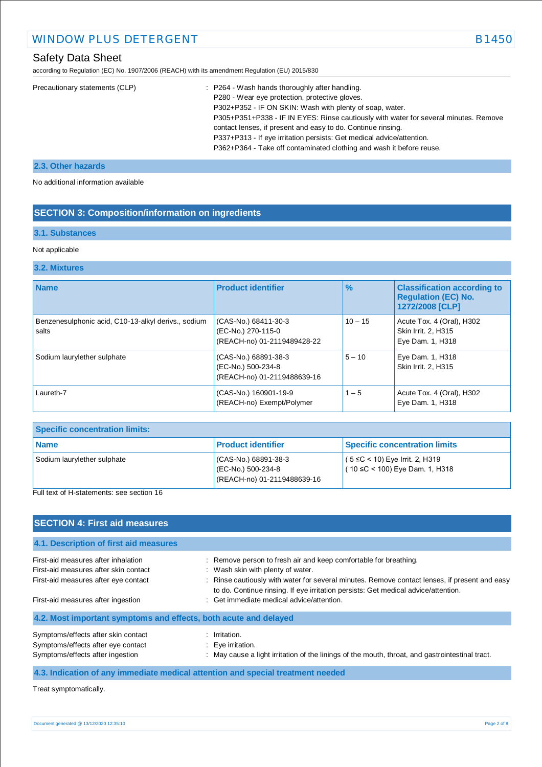Precautionary statements (CLP) : P264 - Wash hands thoroughly after handling.
P280 - Wear eye protection, protective gloves.
P302+P352 - IF ON SKIN: Wash with plenty of soap, water.
P305+P351+P338 - IF IN EYES: Rinse cautiously with water for several minutes. Remove contact lenses, if present and easy to do. Continue rinsing.
P337+P313 - If eye irritation persists: Get medical advice/attention.
P362+P364 - Take off contaminated clothing and wash it before reuse.

### 2.3. Other hazards

No additional information available

## SECTION 3: Composition/information on ingredients

### 3.1. Substances

Not applicable

### 3.2. Mixtures

| Name | Product identifier | % | Classification according to Regulation (EC) No. 1272/2008 [CLP] |
|---|---|---|---|
| Benzenesulphonic acid, C10-13-alkyl derivs., sodium salts | (CAS-No.) 68411-30-3<br>(EC-No.) 270-115-0<br>(REACH-no) 01-2119489428-22 | 10 – 15 | Acute Tox. 4 (Oral), H302<br>Skin Irrit. 2, H315<br>Eye Dam. 1, H318 |
| Sodium laurylether sulphate | (CAS-No.) 68891-38-3<br>(EC-No.) 500-234-8<br>(REACH-no) 01-2119488639-16 | 5 – 10 | Eye Dam. 1, H318<br>Skin Irrit. 2, H315 |
| Laureth-7 | (CAS-No.) 160901-19-9<br>(REACH-no) Exempt/Polymer | 1 – 5 | Acute Tox. 4 (Oral), H302<br>Eye Dam. 1, H318 |

| Specific concentration limits: | | |
|---|---|---|
| **Name** | **Product identifier** | **Specific concentration limits** |
| Sodium laurylether sulphate | (CAS-No.) 68891-38-3<br>(EC-No.) 500-234-8<br>(REACH-no) 01-2119488639-16 | ( 5 ≤C < 10) Eye Irrit. 2, H319<br>( 10 ≤C < 100) Eye Dam. 1, H318 |

Full text of H-statements: see section 16

## SECTION 4: First aid measures

### 4.1. Description of first aid measures

First-aid measures after inhalation : Remove person to fresh air and keep comfortable for breathing.
First-aid measures after skin contact : Wash skin with plenty of water.
First-aid measures after eye contact : Rinse cautiously with water for several minutes. Remove contact lenses, if present and easy to do. Continue rinsing. If eye irritation persists: Get medical advice/attention.
First-aid measures after ingestion : Get immediate medical advice/attention.

### 4.2. Most important symptoms and effects, both acute and delayed

Symptoms/effects after skin contact : Irritation.
Symptoms/effects after eye contact : Eye irritation.
Symptoms/effects after ingestion : May cause a light irritation of the linings of the mouth, throat, and gastrointestinal tract.

### 4.3. Indication of any immediate medical attention and special treatment needed

Treat symptomatically.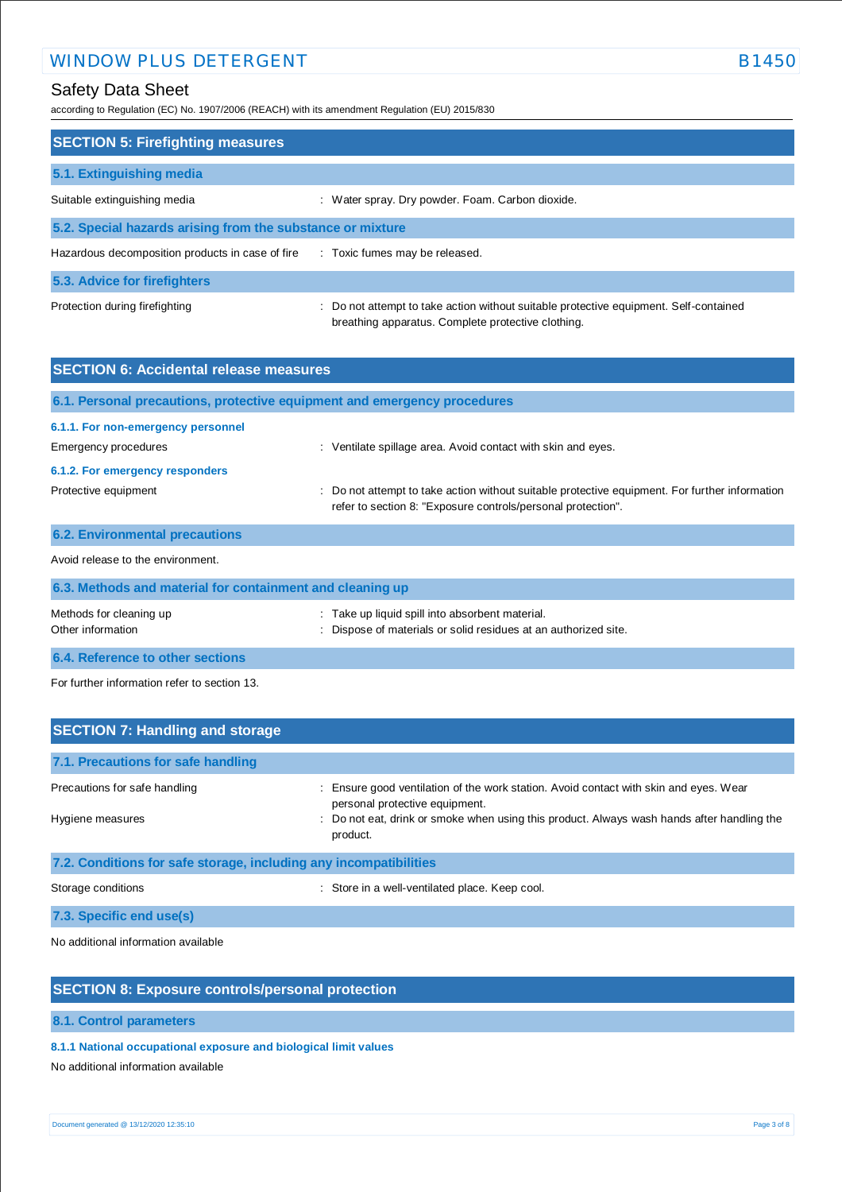## SECTION 5: Firefighting measures

### 5.1. Extinguishing media

Suitable extinguishing media : Water spray. Dry powder. Foam. Carbon dioxide.

### 5.2. Special hazards arising from the substance or mixture

Hazardous decomposition products in case of fire : Toxic fumes may be released.

### 5.3. Advice for firefighters

Protection during firefighting : Do not attempt to take action without suitable protective equipment. Self-contained breathing apparatus. Complete protective clothing.

## SECTION 6: Accidental release measures

### 6.1. Personal precautions, protective equipment and emergency procedures

#### 6.1.1. For non-emergency personnel

Emergency procedures : Ventilate spillage area. Avoid contact with skin and eyes.

#### 6.1.2. For emergency responders

Protective equipment : Do not attempt to take action without suitable protective equipment. For further information refer to section 8: "Exposure controls/personal protection".

### 6.2. Environmental precautions

Avoid release to the environment.

### 6.3. Methods and material for containment and cleaning up

Methods for cleaning up : Take up liquid spill into absorbent material.

Other information : Dispose of materials or solid residues at an authorized site.

### 6.4. Reference to other sections

For further information refer to section 13.

## SECTION 7: Handling and storage

### 7.1. Precautions for safe handling

Precautions for safe handling : Ensure good ventilation of the work station. Avoid contact with skin and eyes. Wear personal protective equipment.

Hygiene measures : Do not eat, drink or smoke when using this product. Always wash hands after handling the product.

### 7.2. Conditions for safe storage, including any incompatibilities

Storage conditions : Store in a well-ventilated place. Keep cool.

### 7.3. Specific end use(s)

No additional information available

## SECTION 8: Exposure controls/personal protection

### 8.1. Control parameters

#### 8.1.1 National occupational exposure and biological limit values

No additional information available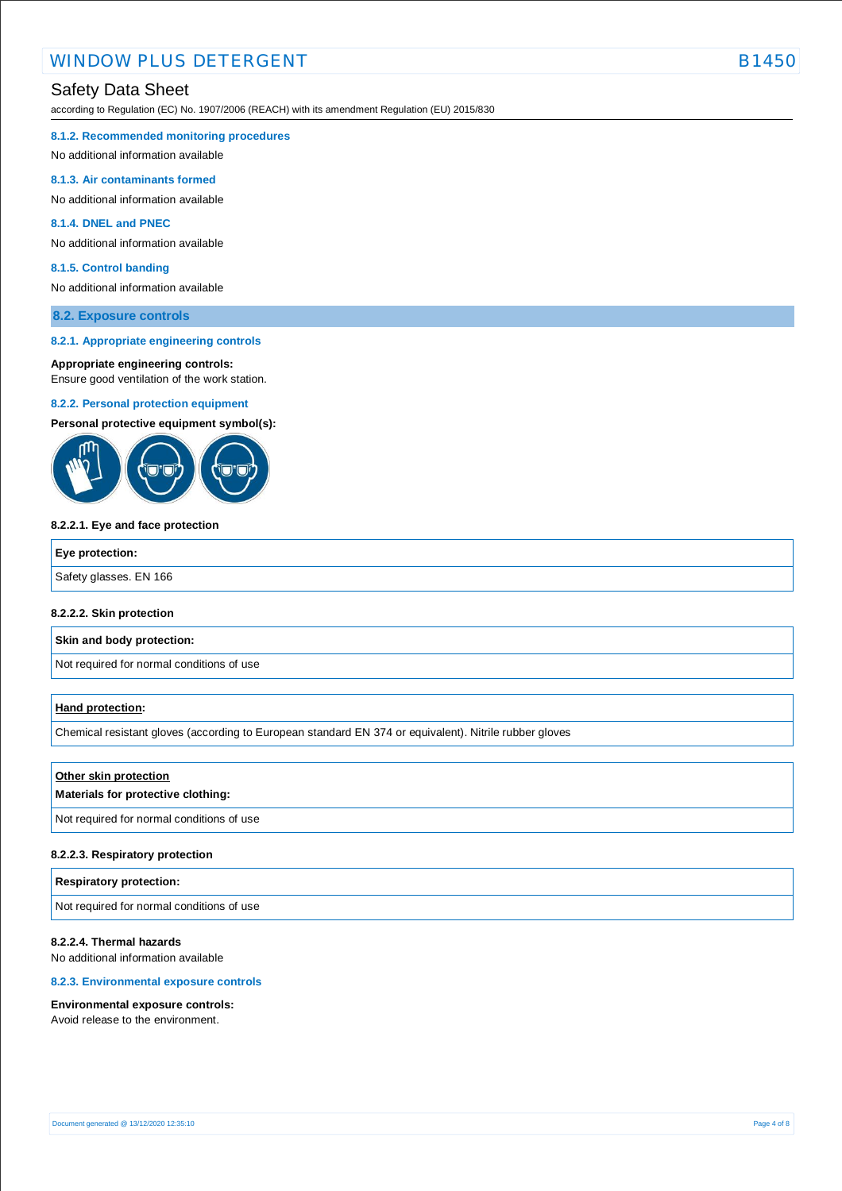#### 8.1.2. Recommended monitoring procedures

No additional information available

#### 8.1.3. Air contaminants formed

No additional information available

#### 8.1.4. DNEL and PNEC

No additional information available

#### 8.1.5. Control banding

No additional information available

## 8.2. Exposure controls

#### 8.2.1. Appropriate engineering controls

**Appropriate engineering controls:**
Ensure good ventilation of the work station.

#### 8.2.2. Personal protection equipment

**Personal protective equipment symbol(s):**

**8.2.2.1. Eye and face protection**

| **Eye protection:** |
|---|
| Safety glasses. EN 166 |

**8.2.2.2. Skin protection**

| **Skin and body protection:** |
|---|
| Not required for normal conditions of use |

| **Hand protection:** |
|---|
| Chemical resistant gloves (according to European standard EN 374 or equivalent). Nitrile rubber gloves |

| **Other skin protection** **Materials for protective clothing:** |
|---|
| Not required for normal conditions of use |

**8.2.2.3. Respiratory protection**

| **Respiratory protection:** |
|---|
| Not required for normal conditions of use |

**8.2.2.4. Thermal hazards**
No additional information available

#### 8.2.3. Environmental exposure controls

**Environmental exposure controls:**
Avoid release to the environment.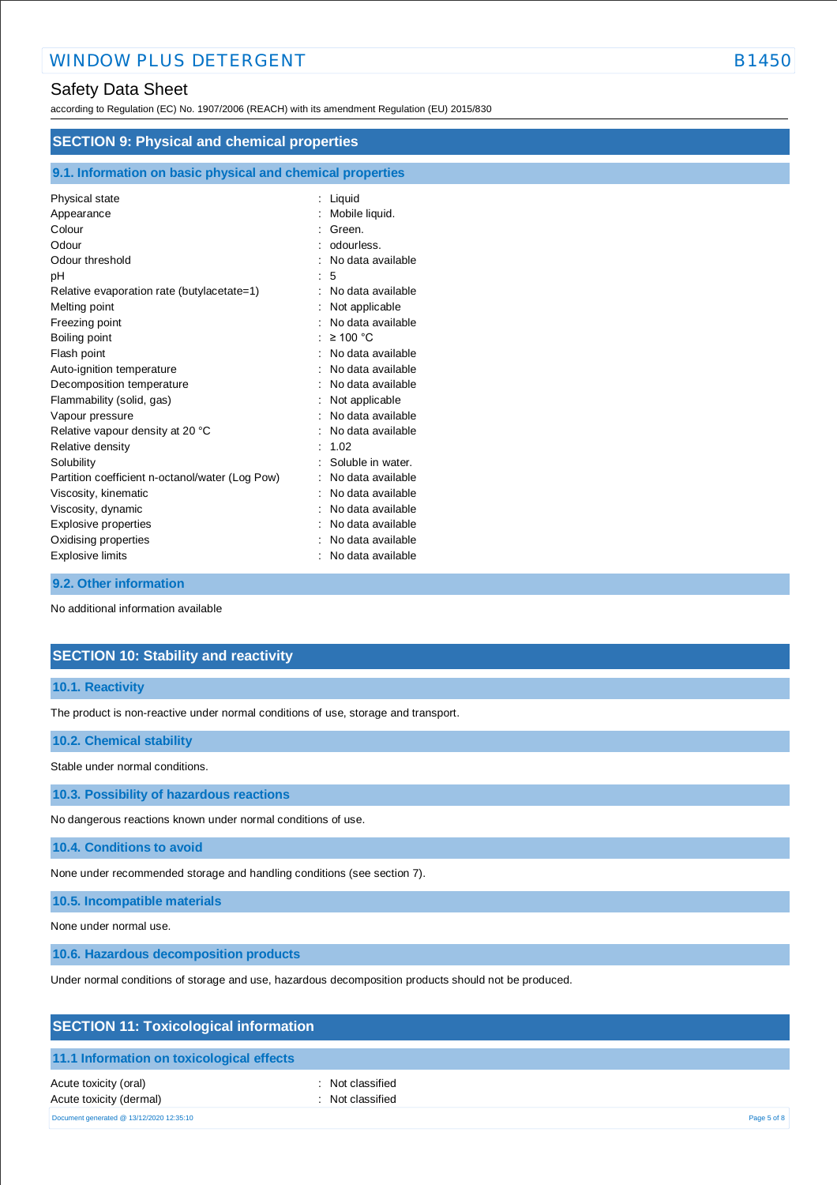## SECTION 9: Physical and chemical properties

### 9.1. Information on basic physical and chemical properties

| | |
|---|---|
| Physical state | : Liquid |
| Appearance | : Mobile liquid. |
| Colour | : Green. |
| Odour | : odourless. |
| Odour threshold | : No data available |
| pH | : 5 |
| Relative evaporation rate (butylacetate=1) | : No data available |
| Melting point | : Not applicable |
| Freezing point | : No data available |
| Boiling point | : ≥ 100 °C |
| Flash point | : No data available |
| Auto-ignition temperature | : No data available |
| Decomposition temperature | : No data available |
| Flammability (solid, gas) | : Not applicable |
| Vapour pressure | : No data available |
| Relative vapour density at 20 °C | : No data available |
| Relative density | : 1.02 |
| Solubility | : Soluble in water. |
| Partition coefficient n-octanol/water (Log Pow) | : No data available |
| Viscosity, kinematic | : No data available |
| Viscosity, dynamic | : No data available |
| Explosive properties | : No data available |
| Oxidising properties | : No data available |
| Explosive limits | : No data available |

### 9.2. Other information

No additional information available

## SECTION 10: Stability and reactivity

### 10.1. Reactivity

The product is non-reactive under normal conditions of use, storage and transport.

### 10.2. Chemical stability

Stable under normal conditions.

### 10.3. Possibility of hazardous reactions

No dangerous reactions known under normal conditions of use.

### 10.4. Conditions to avoid

None under recommended storage and handling conditions (see section 7).

### 10.5. Incompatible materials

None under normal use.

### 10.6. Hazardous decomposition products

Under normal conditions of storage and use, hazardous decomposition products should not be produced.

## SECTION 11: Toxicological information

### 11.1 Information on toxicological effects

| | |
|---|---|
| Acute toxicity (oral) | : Not classified |
| Acute toxicity (dermal) | : Not classified |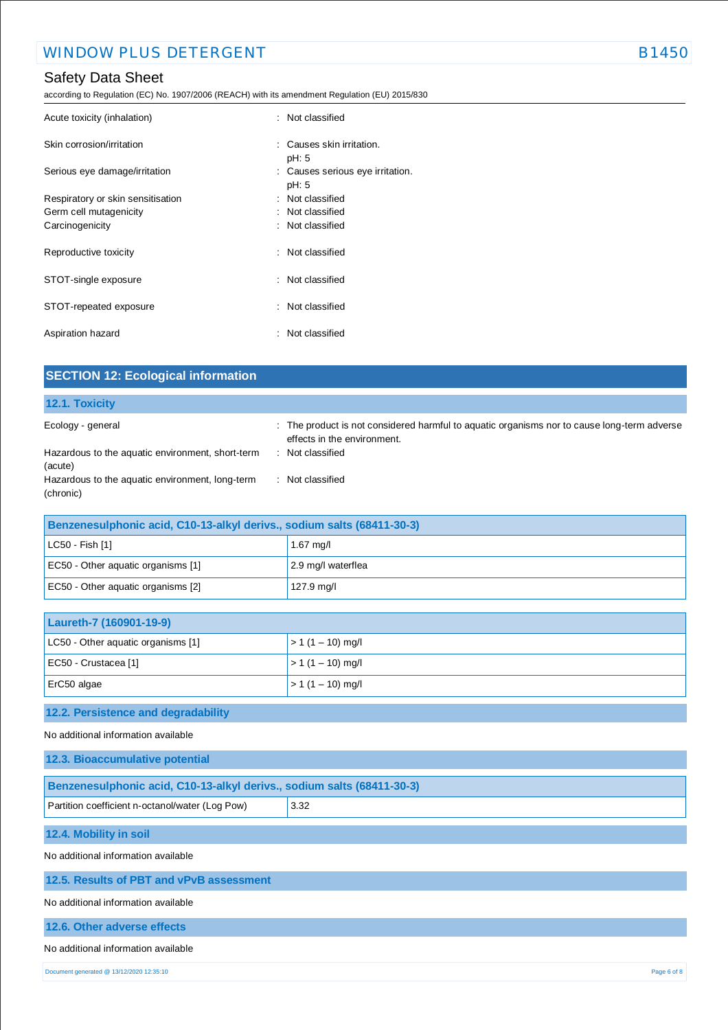| | |
|---|---|
| Acute toxicity (inhalation) | : Not classified |
| Skin corrosion/irritation | : Causes skin irritation.<br>pH: 5 |
| Serious eye damage/irritation | : Causes serious eye irritation.<br>pH: 5 |
| Respiratory or skin sensitisation | : Not classified |
| Germ cell mutagenicity | : Not classified |
| Carcinogenicity | : Not classified |
| Reproductive toxicity | : Not classified |
| STOT-single exposure | : Not classified |
| STOT-repeated exposure | : Not classified |
| Aspiration hazard | : Not classified |

## SECTION 12: Ecological information

### 12.1. Toxicity

| | |
|---|---|
| Ecology - general | : The product is not considered harmful to aquatic organisms nor to cause long-term adverse effects in the environment. |
| Hazardous to the aquatic environment, short-term (acute) | : Not classified |
| Hazardous to the aquatic environment, long-term (chronic) | : Not classified |

| Benzenesulphonic acid, C10-13-alkyl derivs., sodium salts (68411-30-3) | |
|---|---|
| LC50 - Fish [1] | 1.67 mg/l |
| EC50 - Other aquatic organisms [1] | 2.9 mg/l waterflea |
| EC50 - Other aquatic organisms [2] | 127.9 mg/l |

| Laureth-7 (160901-19-9) | |
|---|---|
| LC50 - Other aquatic organisms [1] | > 1 (1 – 10) mg/l |
| EC50 - Crustacea [1] | > 1 (1 – 10) mg/l |
| ErC50 algae | > 1 (1 – 10) mg/l |

### 12.2. Persistence and degradability

No additional information available

### 12.3. Bioaccumulative potential

| Benzenesulphonic acid, C10-13-alkyl derivs., sodium salts (68411-30-3) | |
|---|---|
| Partition coefficient n-octanol/water (Log Pow) | 3.32 |

### 12.4. Mobility in soil

No additional information available

### 12.5. Results of PBT and vPvB assessment

No additional information available

### 12.6. Other adverse effects

No additional information available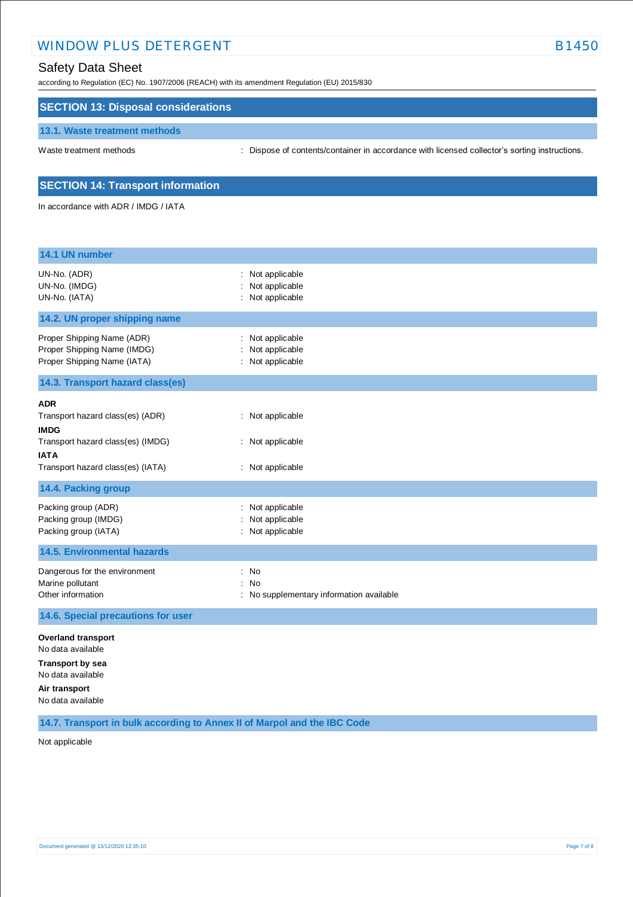## SECTION 13: Disposal considerations

### 13.1. Waste treatment methods

Waste treatment methods : Dispose of contents/container in accordance with licensed collector's sorting instructions.

## SECTION 14: Transport information

In accordance with ADR / IMDG / IATA

### 14.1 UN number

UN-No. (ADR) : Not applicable
UN-No. (IMDG) : Not applicable
UN-No. (IATA) : Not applicable

### 14.2. UN proper shipping name

Proper Shipping Name (ADR) : Not applicable
Proper Shipping Name (IMDG) : Not applicable
Proper Shipping Name (IATA) : Not applicable

### 14.3. Transport hazard class(es)

**ADR**
Transport hazard class(es) (ADR) : Not applicable

**IMDG**
Transport hazard class(es) (IMDG) : Not applicable

**IATA**
Transport hazard class(es) (IATA) : Not applicable

### 14.4. Packing group

Packing group (ADR) : Not applicable
Packing group (IMDG) : Not applicable
Packing group (IATA) : Not applicable

### 14.5. Environmental hazards

Dangerous for the environment : No
Marine pollutant : No
Other information : No supplementary information available

### 14.6. Special precautions for user

**Overland transport**
No data available

**Transport by sea**
No data available

**Air transport**
No data available

### 14.7. Transport in bulk according to Annex II of Marpol and the IBC Code

Not applicable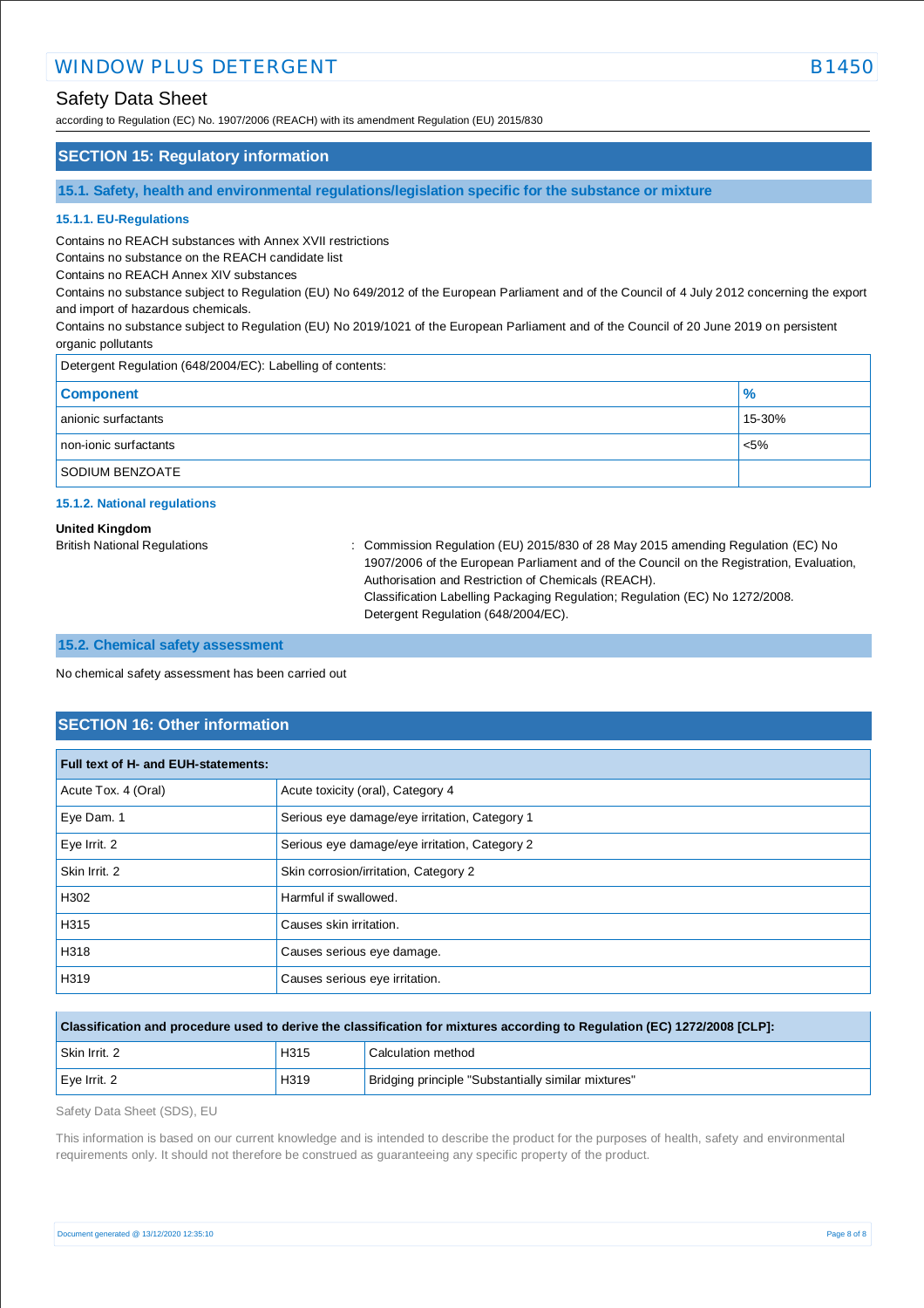## SECTION 15: Regulatory information

### 15.1. Safety, health and environmental regulations/legislation specific for the substance or mixture

#### 15.1.1. EU-Regulations

Contains no REACH substances with Annex XVII restrictions

Contains no substance on the REACH candidate list

Contains no REACH Annex XIV substances

Contains no substance subject to Regulation (EU) No 649/2012 of the European Parliament and of the Council of 4 July 2012 concerning the export and import of hazardous chemicals.

Contains no substance subject to Regulation (EU) No 2019/1021 of the European Parliament and of the Council of 20 June 2019 on persistent organic pollutants

Detergent Regulation (648/2004/EC): Labelling of contents:

| Component | % |
|---|---|
| anionic surfactants | 15-30% |
| non-ionic surfactants | <5% |
| SODIUM BENZOATE | |

#### 15.1.2. National regulations

**United Kingdom**

British National Regulations : Commission Regulation (EU) 2015/830 of 28 May 2015 amending Regulation (EC) No 1907/2006 of the European Parliament and of the Council on the Registration, Evaluation, Authorisation and Restriction of Chemicals (REACH).
Classification Labelling Packaging Regulation; Regulation (EC) No 1272/2008.
Detergent Regulation (648/2004/EC).

### 15.2. Chemical safety assessment

No chemical safety assessment has been carried out

## SECTION 16: Other information

| Full text of H- and EUH-statements: | |
|---|---|
| Acute Tox. 4 (Oral) | Acute toxicity (oral), Category 4 |
| Eye Dam. 1 | Serious eye damage/eye irritation, Category 1 |
| Eye Irrit. 2 | Serious eye damage/eye irritation, Category 2 |
| Skin Irrit. 2 | Skin corrosion/irritation, Category 2 |
| H302 | Harmful if swallowed. |
| H315 | Causes skin irritation. |
| H318 | Causes serious eye damage. |
| H319 | Causes serious eye irritation. |

| Classification and procedure used to derive the classification for mixtures according to Regulation (EC) 1272/2008 [CLP]: | | |
|---|---|---|
| Skin Irrit. 2 | H315 | Calculation method |
| Eye Irrit. 2 | H319 | Bridging principle "Substantially similar mixtures" |

Safety Data Sheet (SDS), EU

This information is based on our current knowledge and is intended to describe the product for the purposes of health, safety and environmental requirements only. It should not therefore be construed as guaranteeing any specific property of the product.